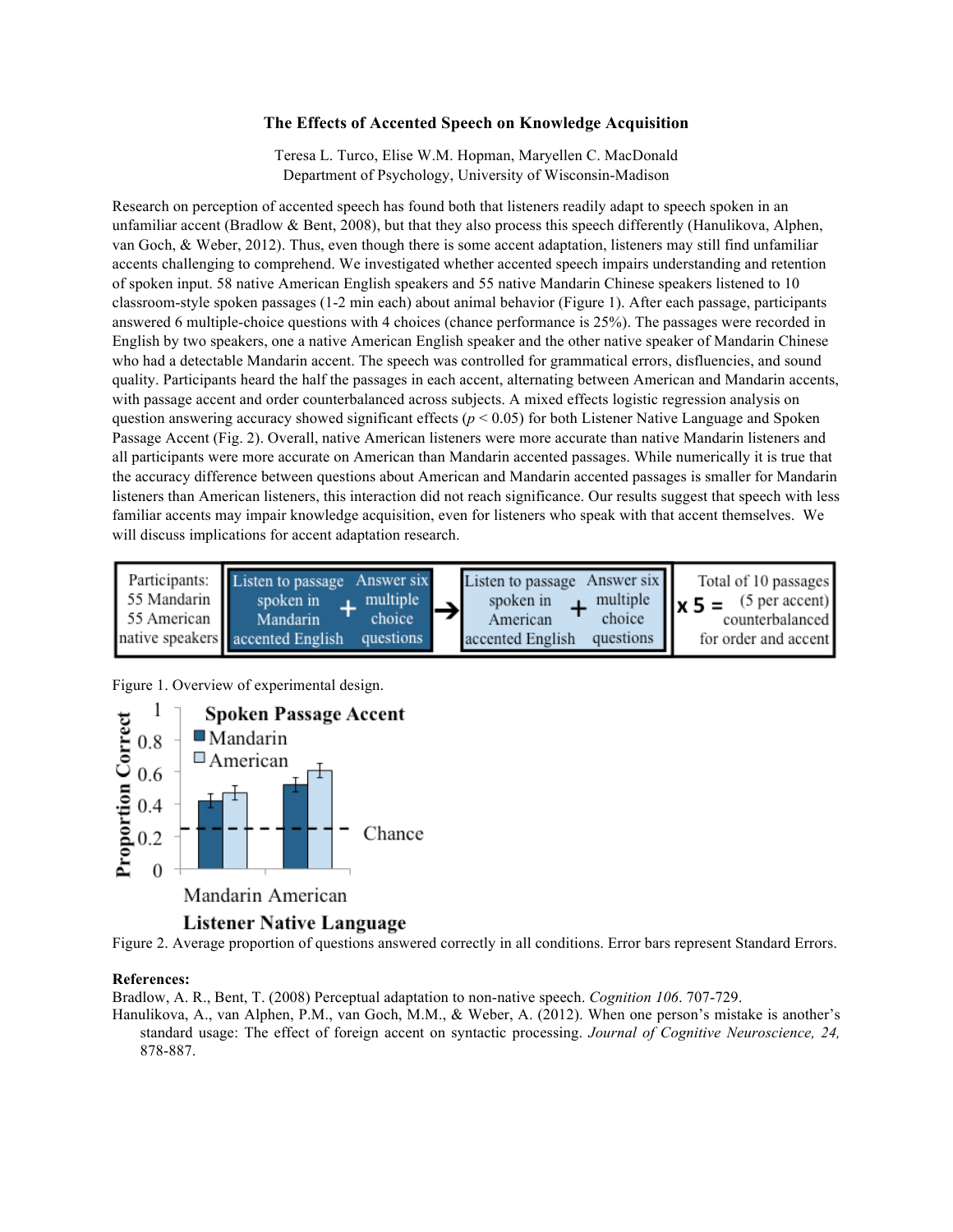# The Effects of Accented Speech on Knowledge Acquisition

Teresa L. Turco, Elise W.M. Hopman, Maryellen C. MacDonald
Department of Psychology, University of Wisconsin-Madison

Research on perception of accented speech has found both that listeners readily adapt to speech spoken in an unfamiliar accent (Bradlow & Bent, 2008), but that they also process this speech differently (Hanulikova, Alphen, van Goch, & Weber, 2012). Thus, even though there is some accent adaptation, listeners may still find unfamiliar accents challenging to comprehend. We investigated whether accented speech impairs understanding and retention of spoken input. 58 native American English speakers and 55 native Mandarin Chinese speakers listened to 10 classroom-style spoken passages (1-2 min each) about animal behavior (Figure 1). After each passage, participants answered 6 multiple-choice questions with 4 choices (chance performance is 25%). The passages were recorded in English by two speakers, one a native American English speaker and the other native speaker of Mandarin Chinese who had a detectable Mandarin accent. The speech was controlled for grammatical errors, disfluencies, and sound quality. Participants heard the half the passages in each accent, alternating between American and Mandarin accents, with passage accent and order counterbalanced across subjects. A mixed effects logistic regression analysis on question answering accuracy showed significant effects ($p < 0.05$) for both Listener Native Language and Spoken Passage Accent (Fig. 2). Overall, native American listeners were more accurate than native Mandarin listeners and all participants were more accurate on American than Mandarin accented passages. While numerically it is true that the accuracy difference between questions about American and Mandarin accented passages is smaller for Mandarin listeners than American listeners, this interaction did not reach significance. Our results suggest that speech with less familiar accents may impair knowledge acquisition, even for listeners who speak with that accent themselves. We will discuss implications for accent adaptation research.

| Participants: 55 Mandarin 55 American native speakers | Listen to passage spoken in Mandarin accented English + Answer six multiple choice questions | → | Listen to passage spoken in American accented English + Answer six multiple choice questions | x 5 = | Total of 10 passages (5 per accent) counterbalanced for order and accent |
|---|---|---|---|---|---|

Figure 1. Overview of experimental design.

Figure 2. Average proportion of questions answered correctly in all conditions. Error bars represent Standard Errors.

**References:**

Bradlow, A. R., Bent, T. (2008) Perceptual adaptation to non-native speech. *Cognition 106*. 707-729.

Hanulikova, A., van Alphen, P.M., van Goch, M.M., & Weber, A. (2012). When one person's mistake is another's standard usage: The effect of foreign accent on syntactic processing. *Journal of Cognitive Neuroscience, 24,* 878-887.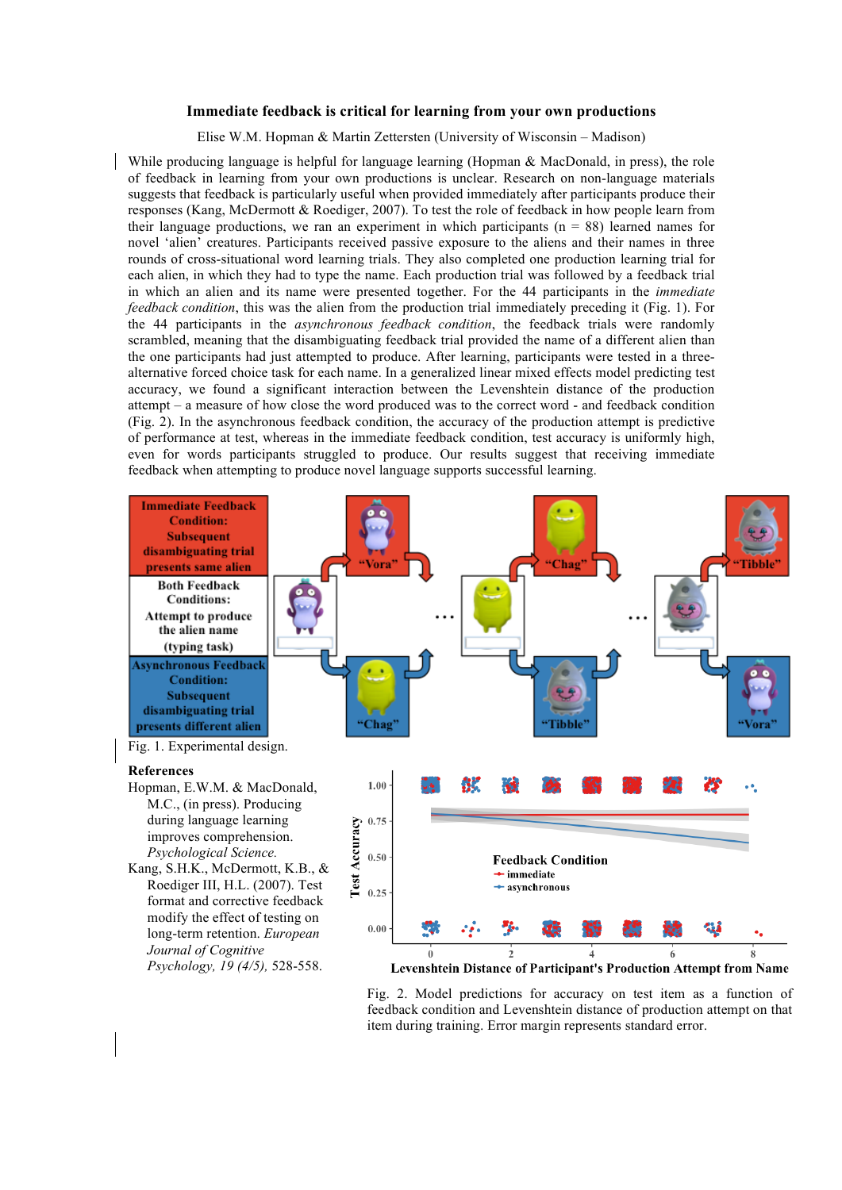# Immediate feedback is critical for learning from your own productions

Elise W.M. Hopman & Martin Zettersten (University of Wisconsin – Madison)

While producing language is helpful for language learning (Hopman & MacDonald, in press), the role of feedback in learning from your own productions is unclear. Research on non-language materials suggests that feedback is particularly useful when provided immediately after participants produce their responses (Kang, McDermott & Roediger, 2007). To test the role of feedback in how people learn from their language productions, we ran an experiment in which participants (n = 88) learned names for novel 'alien' creatures. Participants received passive exposure to the aliens and their names in three rounds of cross-situational word learning trials. They also completed one production learning trial for each alien, in which they had to type the name. Each production trial was followed by a feedback trial in which an alien and its name were presented together. For the 44 participants in the *immediate feedback condition*, this was the alien from the production trial immediately preceding it (Fig. 1). For the 44 participants in the *asynchronous feedback condition*, the feedback trials were randomly scrambled, meaning that the disambiguating feedback trial provided the name of a different alien than the one participants had just attempted to produce. After learning, participants were tested in a three-alternative forced choice task for each name. In a generalized linear mixed effects model predicting test accuracy, we found a significant interaction between the Levenshtein distance of the production attempt – a measure of how close the word produced was to the correct word - and feedback condition (Fig. 2). In the asynchronous feedback condition, the accuracy of the production attempt is predictive of performance at test, whereas in the immediate feedback condition, test accuracy is uniformly high, even for words participants struggled to produce. Our results suggest that receiving immediate feedback when attempting to produce novel language supports successful learning.

**Immediate Feedback Condition: Subsequent disambiguating trial presents same alien**

**Both Feedback Conditions: Attempt to produce the alien name (typing task)**

**Asynchronous Feedback Condition: Subsequent disambiguating trial presents different alien**

"Vora" "Chag" "Tibble"

"Chag" "Tibble" "Vora"

Fig. 1. Experimental design.

**Test Accuracy**

1.00
0.75
0.50
0.25
0.00

**Feedback Condition**
immediate
asynchronous

0 2 4 6 8

**Levenshtein Distance of Participant's Production Attempt from Name**

Fig. 2. Model predictions for accuracy on test item as a function of feedback condition and Levenshtein distance of production attempt on that item during training. Error margin represents standard error.

## References

Hopman, E.W.M. & MacDonald, M.C., (in press). Producing during language learning improves comprehension. *Psychological Science.*

Kang, S.H.K., McDermott, K.B., & Roediger III, H.L. (2007). Test format and corrective feedback modify the effect of testing on long-term retention. *European Journal of Cognitive Psychology, 19 (4/5),* 528-558.